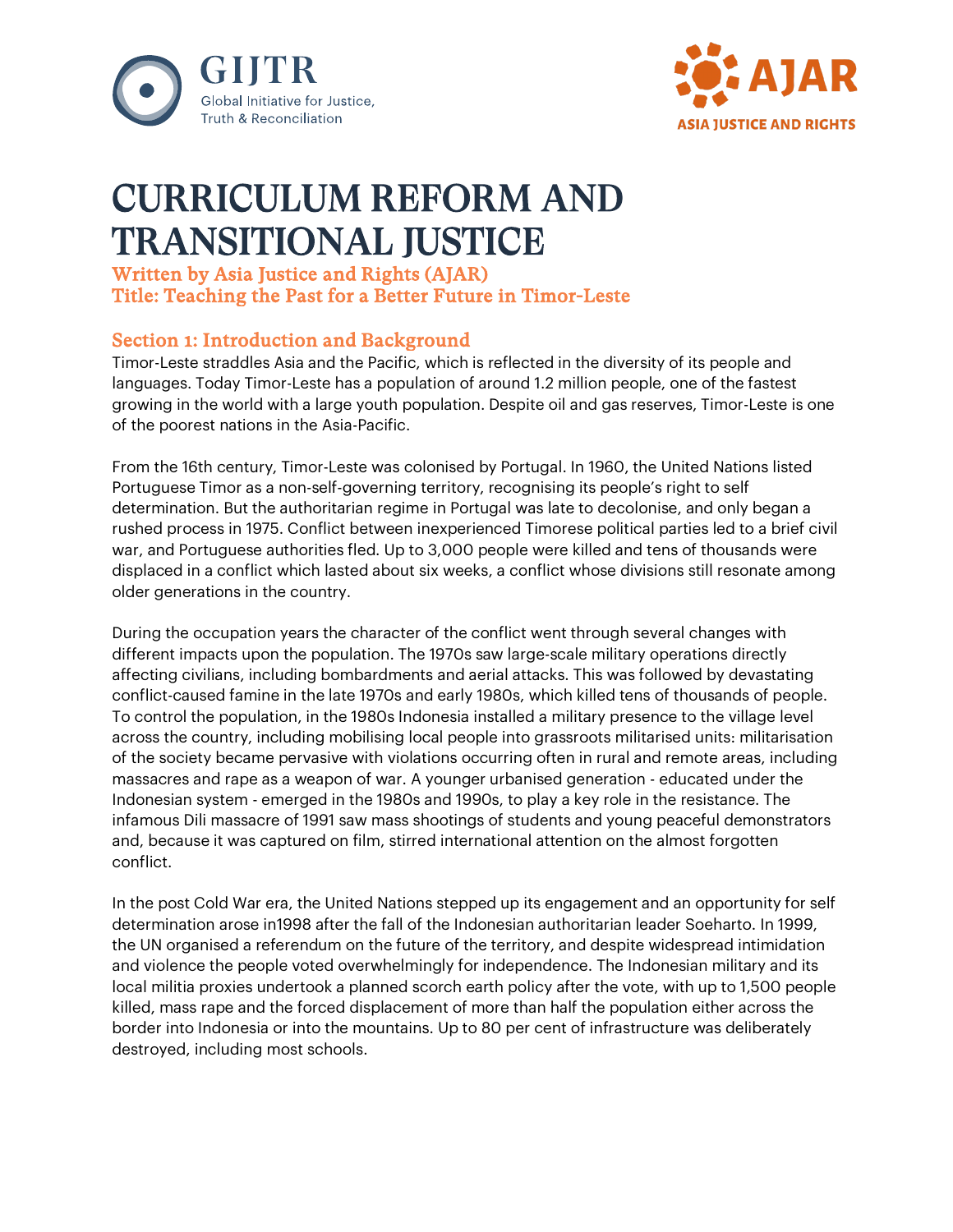GIJTR
Global Initiative for Justice, Truth & Reconciliation

AJAR
ASIA JUSTICE AND RIGHTS

# CURRICULUM REFORM AND TRANSITIONAL JUSTICE

**Written by Asia Justice and Rights (AJAR)**
**Title: Teaching the Past for a Better Future in Timor-Leste**

## Section 1: Introduction and Background

Timor-Leste straddles Asia and the Pacific, which is reflected in the diversity of its people and languages. Today Timor-Leste has a population of around 1.2 million people, one of the fastest growing in the world with a large youth population. Despite oil and gas reserves, Timor-Leste is one of the poorest nations in the Asia-Pacific.

From the 16th century, Timor-Leste was colonised by Portugal. In 1960, the United Nations listed Portuguese Timor as a non-self-governing territory, recognising its people's right to self determination. But the authoritarian regime in Portugal was late to decolonise, and only began a rushed process in 1975. Conflict between inexperienced Timorese political parties led to a brief civil war, and Portuguese authorities fled. Up to 3,000 people were killed and tens of thousands were displaced in a conflict which lasted about six weeks, a conflict whose divisions still resonate among older generations in the country.

During the occupation years the character of the conflict went through several changes with different impacts upon the population. The 1970s saw large-scale military operations directly affecting civilians, including bombardments and aerial attacks. This was followed by devastating conflict-caused famine in the late 1970s and early 1980s, which killed tens of thousands of people. To control the population, in the 1980s Indonesia installed a military presence to the village level across the country, including mobilising local people into grassroots militarised units: militarisation of the society became pervasive with violations occurring often in rural and remote areas, including massacres and rape as a weapon of war. A younger urbanised generation - educated under the Indonesian system - emerged in the 1980s and 1990s, to play a key role in the resistance. The infamous Dili massacre of 1991 saw mass shootings of students and young peaceful demonstrators and, because it was captured on film, stirred international attention on the almost forgotten conflict.

In the post Cold War era, the United Nations stepped up its engagement and an opportunity for self determination arose in1998 after the fall of the Indonesian authoritarian leader Soeharto. In 1999, the UN organised a referendum on the future of the territory, and despite widespread intimidation and violence the people voted overwhelmingly for independence. The Indonesian military and its local militia proxies undertook a planned scorch earth policy after the vote, with up to 1,500 people killed, mass rape and the forced displacement of more than half the population either across the border into Indonesia or into the mountains. Up to 80 per cent of infrastructure was deliberately destroyed, including most schools.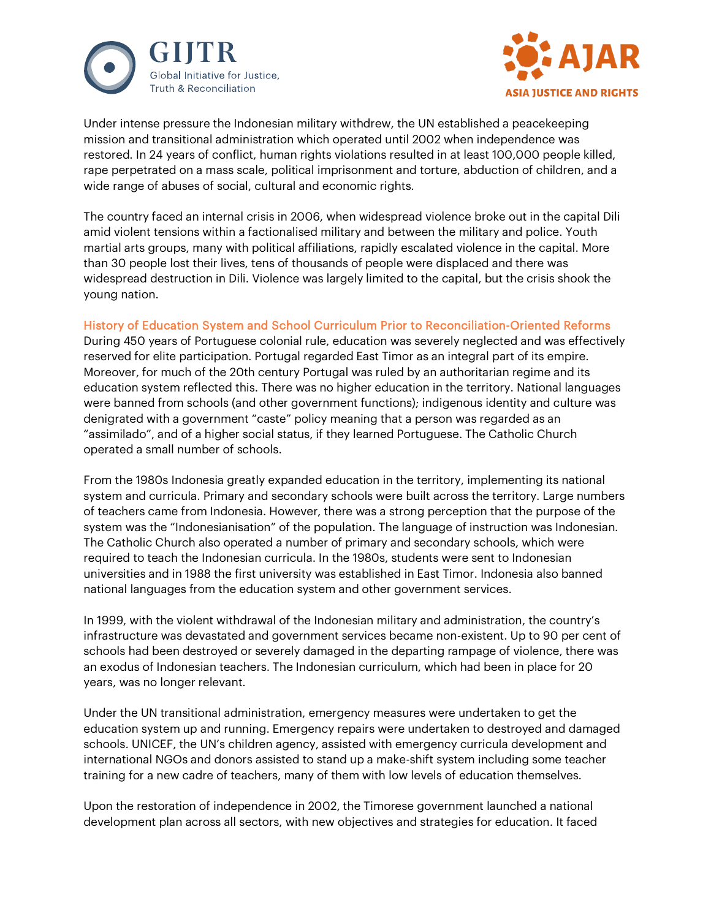Under intense pressure the Indonesian military withdrew, the UN established a peacekeeping mission and transitional administration which operated until 2002 when independence was restored. In 24 years of conflict, human rights violations resulted in at least 100,000 people killed, rape perpetrated on a mass scale, political imprisonment and torture, abduction of children, and a wide range of abuses of social, cultural and economic rights.

The country faced an internal crisis in 2006, when widespread violence broke out in the capital Dili amid violent tensions within a factionalised military and between the military and police. Youth martial arts groups, many with political affiliations, rapidly escalated violence in the capital. More than 30 people lost their lives, tens of thousands of people were displaced and there was widespread destruction in Dili. Violence was largely limited to the capital, but the crisis shook the young nation.

## History of Education System and School Curriculum Prior to Reconciliation-Oriented Reforms

During 450 years of Portuguese colonial rule, education was severely neglected and was effectively reserved for elite participation. Portugal regarded East Timor as an integral part of its empire. Moreover, for much of the 20th century Portugal was ruled by an authoritarian regime and its education system reflected this. There was no higher education in the territory. National languages were banned from schools (and other government functions); indigenous identity and culture was denigrated with a government "caste" policy meaning that a person was regarded as an "assimilado", and of a higher social status, if they learned Portuguese. The Catholic Church operated a small number of schools.

From the 1980s Indonesia greatly expanded education in the territory, implementing its national system and curricula. Primary and secondary schools were built across the territory. Large numbers of teachers came from Indonesia. However, there was a strong perception that the purpose of the system was the "Indonesianisation" of the population. The language of instruction was Indonesian. The Catholic Church also operated a number of primary and secondary schools, which were required to teach the Indonesian curricula. In the 1980s, students were sent to Indonesian universities and in 1988 the first university was established in East Timor. Indonesia also banned national languages from the education system and other government services.

In 1999, with the violent withdrawal of the Indonesian military and administration, the country's infrastructure was devastated and government services became non-existent. Up to 90 per cent of schools had been destroyed or severely damaged in the departing rampage of violence, there was an exodus of Indonesian teachers. The Indonesian curriculum, which had been in place for 20 years, was no longer relevant.

Under the UN transitional administration, emergency measures were undertaken to get the education system up and running. Emergency repairs were undertaken to destroyed and damaged schools. UNICEF, the UN's children agency, assisted with emergency curricula development and international NGOs and donors assisted to stand up a make-shift system including some teacher training for a new cadre of teachers, many of them with low levels of education themselves.

Upon the restoration of independence in 2002, the Timorese government launched a national development plan across all sectors, with new objectives and strategies for education. It faced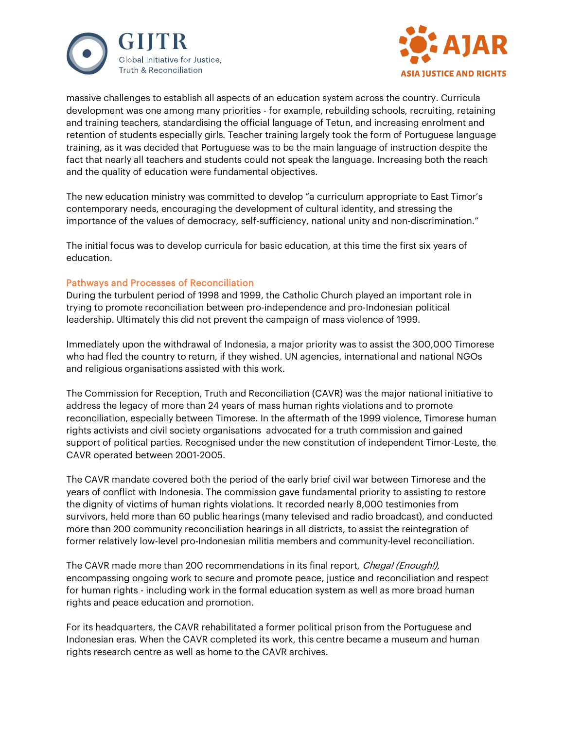massive challenges to establish all aspects of an education system across the country. Curricula development was one among many priorities - for example, rebuilding schools, recruiting, retaining and training teachers, standardising the official language of Tetun, and increasing enrolment and retention of students especially girls. Teacher training largely took the form of Portuguese language training, as it was decided that Portuguese was to be the main language of instruction despite the fact that nearly all teachers and students could not speak the language. Increasing both the reach and the quality of education were fundamental objectives.

The new education ministry was committed to develop "a curriculum appropriate to East Timor's contemporary needs, encouraging the development of cultural identity, and stressing the importance of the values of democracy, self-sufficiency, national unity and non-discrimination."

The initial focus was to develop curricula for basic education, at this time the first six years of education.

## Pathways and Processes of Reconciliation

During the turbulent period of 1998 and 1999, the Catholic Church played an important role in trying to promote reconciliation between pro-independence and pro-Indonesian political leadership. Ultimately this did not prevent the campaign of mass violence of 1999.

Immediately upon the withdrawal of Indonesia, a major priority was to assist the 300,000 Timorese who had fled the country to return, if they wished. UN agencies, international and national NGOs and religious organisations assisted with this work.

The Commission for Reception, Truth and Reconciliation (CAVR) was the major national initiative to address the legacy of more than 24 years of mass human rights violations and to promote reconciliation, especially between Timorese. In the aftermath of the 1999 violence, Timorese human rights activists and civil society organisations advocated for a truth commission and gained support of political parties. Recognised under the new constitution of independent Timor-Leste, the CAVR operated between 2001-2005.

The CAVR mandate covered both the period of the early brief civil war between Timorese and the years of conflict with Indonesia. The commission gave fundamental priority to assisting to restore the dignity of victims of human rights violations. It recorded nearly 8,000 testimonies from survivors, held more than 60 public hearings (many televised and radio broadcast), and conducted more than 200 community reconciliation hearings in all districts, to assist the reintegration of former relatively low-level pro-Indonesian militia members and community-level reconciliation.

The CAVR made more than 200 recommendations in its final report, *Chega! (Enough!),* encompassing ongoing work to secure and promote peace, justice and reconciliation and respect for human rights - including work in the formal education system as well as more broad human rights and peace education and promotion.

For its headquarters, the CAVR rehabilitated a former political prison from the Portuguese and Indonesian eras. When the CAVR completed its work, this centre became a museum and human rights research centre as well as home to the CAVR archives.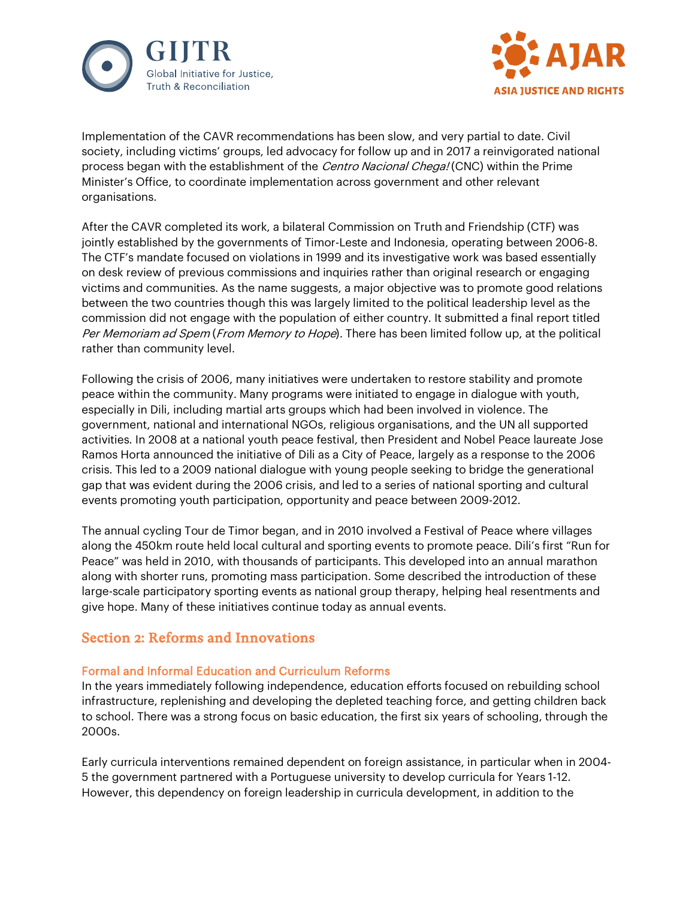Implementation of the CAVR recommendations has been slow, and very partial to date. Civil society, including victims' groups, led advocacy for follow up and in 2017 a reinvigorated national process began with the establishment of the *Centro Nacional Chega!* (CNC) within the Prime Minister's Office, to coordinate implementation across government and other relevant organisations.

After the CAVR completed its work, a bilateral Commission on Truth and Friendship (CTF) was jointly established by the governments of Timor-Leste and Indonesia, operating between 2006-8. The CTF's mandate focused on violations in 1999 and its investigative work was based essentially on desk review of previous commissions and inquiries rather than original research or engaging victims and communities. As the name suggests, a major objective was to promote good relations between the two countries though this was largely limited to the political leadership level as the commission did not engage with the population of either country. It submitted a final report titled *Per Memoriam ad Spem* (*From Memory to Hope*). There has been limited follow up, at the political rather than community level.

Following the crisis of 2006, many initiatives were undertaken to restore stability and promote peace within the community. Many programs were initiated to engage in dialogue with youth, especially in Dili, including martial arts groups which had been involved in violence. The government, national and international NGOs, religious organisations, and the UN all supported activities. In 2008 at a national youth peace festival, then President and Nobel Peace laureate Jose Ramos Horta announced the initiative of Dili as a City of Peace, largely as a response to the 2006 crisis. This led to a 2009 national dialogue with young people seeking to bridge the generational gap that was evident during the 2006 crisis, and led to a series of national sporting and cultural events promoting youth participation, opportunity and peace between 2009-2012.

The annual cycling Tour de Timor began, and in 2010 involved a Festival of Peace where villages along the 450km route held local cultural and sporting events to promote peace. Dili's first "Run for Peace" was held in 2010, with thousands of participants. This developed into an annual marathon along with shorter runs, promoting mass participation. Some described the introduction of these large-scale participatory sporting events as national group therapy, helping heal resentments and give hope. Many of these initiatives continue today as annual events.

## Section 2: Reforms and Innovations

### Formal and Informal Education and Curriculum Reforms

In the years immediately following independence, education efforts focused on rebuilding school infrastructure, replenishing and developing the depleted teaching force, and getting children back to school. There was a strong focus on basic education, the first six years of schooling, through the 2000s.

Early curricula interventions remained dependent on foreign assistance, in particular when in 2004-5 the government partnered with a Portuguese university to develop curricula for Years 1-12. However, this dependency on foreign leadership in curricula development, in addition to the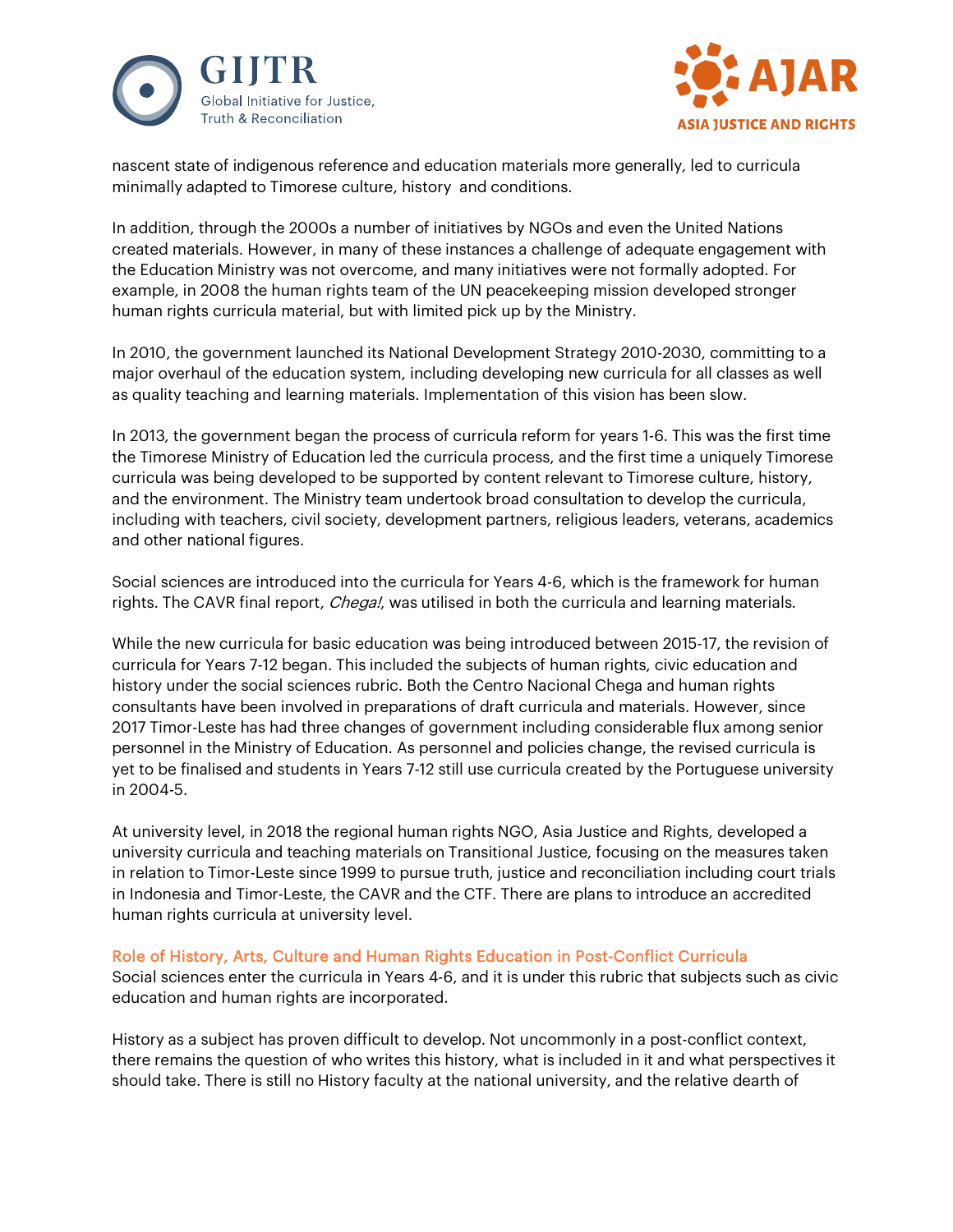nascent state of indigenous reference and education materials more generally, led to curricula minimally adapted to Timorese culture, history and conditions.

In addition, through the 2000s a number of initiatives by NGOs and even the United Nations created materials. However, in many of these instances a challenge of adequate engagement with the Education Ministry was not overcome, and many initiatives were not formally adopted. For example, in 2008 the human rights team of the UN peacekeeping mission developed stronger human rights curricula material, but with limited pick up by the Ministry.

In 2010, the government launched its National Development Strategy 2010-2030, committing to a major overhaul of the education system, including developing new curricula for all classes as well as quality teaching and learning materials. Implementation of this vision has been slow.

In 2013, the government began the process of curricula reform for years 1-6. This was the first time the Timorese Ministry of Education led the curricula process, and the first time a uniquely Timorese curricula was being developed to be supported by content relevant to Timorese culture, history, and the environment. The Ministry team undertook broad consultation to develop the curricula, including with teachers, civil society, development partners, religious leaders, veterans, academics and other national figures.

Social sciences are introduced into the curricula for Years 4-6, which is the framework for human rights. The CAVR final report, *Chega!*, was utilised in both the curricula and learning materials.

While the new curricula for basic education was being introduced between 2015-17, the revision of curricula for Years 7-12 began. This included the subjects of human rights, civic education and history under the social sciences rubric. Both the Centro Nacional Chega and human rights consultants have been involved in preparations of draft curricula and materials. However, since 2017 Timor-Leste has had three changes of government including considerable flux among senior personnel in the Ministry of Education. As personnel and policies change, the revised curricula is yet to be finalised and students in Years 7-12 still use curricula created by the Portuguese university in 2004-5.

At university level, in 2018 the regional human rights NGO, Asia Justice and Rights, developed a university curricula and teaching materials on Transitional Justice, focusing on the measures taken in relation to Timor-Leste since 1999 to pursue truth, justice and reconciliation including court trials in Indonesia and Timor-Leste, the CAVR and the CTF. There are plans to introduce an accredited human rights curricula at university level.

### Role of History, Arts, Culture and Human Rights Education in Post-Conflict Curricula

Social sciences enter the curricula in Years 4-6, and it is under this rubric that subjects such as civic education and human rights are incorporated.

History as a subject has proven difficult to develop. Not uncommonly in a post-conflict context, there remains the question of who writes this history, what is included in it and what perspectives it should take. There is still no History faculty at the national university, and the relative dearth of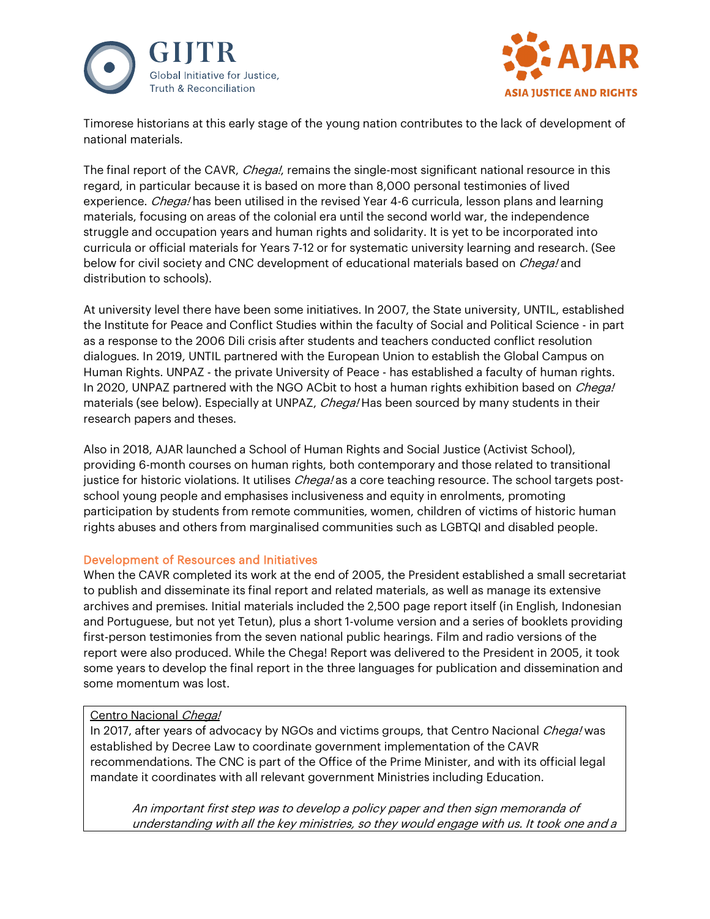Timorese historians at this early stage of the young nation contributes to the lack of development of national materials.

The final report of the CAVR, *Chega!*, remains the single-most significant national resource in this regard, in particular because it is based on more than 8,000 personal testimonies of lived experience. *Chega!* has been utilised in the revised Year 4-6 curricula, lesson plans and learning materials, focusing on areas of the colonial era until the second world war, the independence struggle and occupation years and human rights and solidarity. It is yet to be incorporated into curricula or official materials for Years 7-12 or for systematic university learning and research. (See below for civil society and CNC development of educational materials based on *Chega!* and distribution to schools).

At university level there have been some initiatives. In 2007, the State university, UNTIL, established the Institute for Peace and Conflict Studies within the faculty of Social and Political Science - in part as a response to the 2006 Dili crisis after students and teachers conducted conflict resolution dialogues. In 2019, UNTIL partnered with the European Union to establish the Global Campus on Human Rights. UNPAZ - the private University of Peace - has established a faculty of human rights. In 2020, UNPAZ partnered with the NGO ACbit to host a human rights exhibition based on *Chega!* materials (see below). Especially at UNPAZ, *Chega!* Has been sourced by many students in their research papers and theses.

Also in 2018, AJAR launched a School of Human Rights and Social Justice (Activist School), providing 6-month courses on human rights, both contemporary and those related to transitional justice for historic violations. It utilises *Chega!* as a core teaching resource. The school targets post-school young people and emphasises inclusiveness and equity in enrolments, promoting participation by students from remote communities, women, children of victims of historic human rights abuses and others from marginalised communities such as LGBTQI and disabled people.

### Development of Resources and Initiatives

When the CAVR completed its work at the end of 2005, the President established a small secretariat to publish and disseminate its final report and related materials, as well as manage its extensive archives and premises. Initial materials included the 2,500 page report itself (in English, Indonesian and Portuguese, but not yet Tetun), plus a short 1-volume version and a series of booklets providing first-person testimonies from the seven national public hearings. Film and radio versions of the report were also produced. While the Chega! Report was delivered to the President in 2005, it took some years to develop the final report in the three languages for publication and dissemination and some momentum was lost.

<u>Centro Nacional *Chega!*</u>

In 2017, after years of advocacy by NGOs and victims groups, that Centro Nacional *Chega!* was established by Decree Law to coordinate government implementation of the CAVR recommendations. The CNC is part of the Office of the Prime Minister, and with its official legal mandate it coordinates with all relevant government Ministries including Education.

> *An important first step was to develop a policy paper and then sign memoranda of understanding with all the key ministries, so they would engage with us. It took one and a*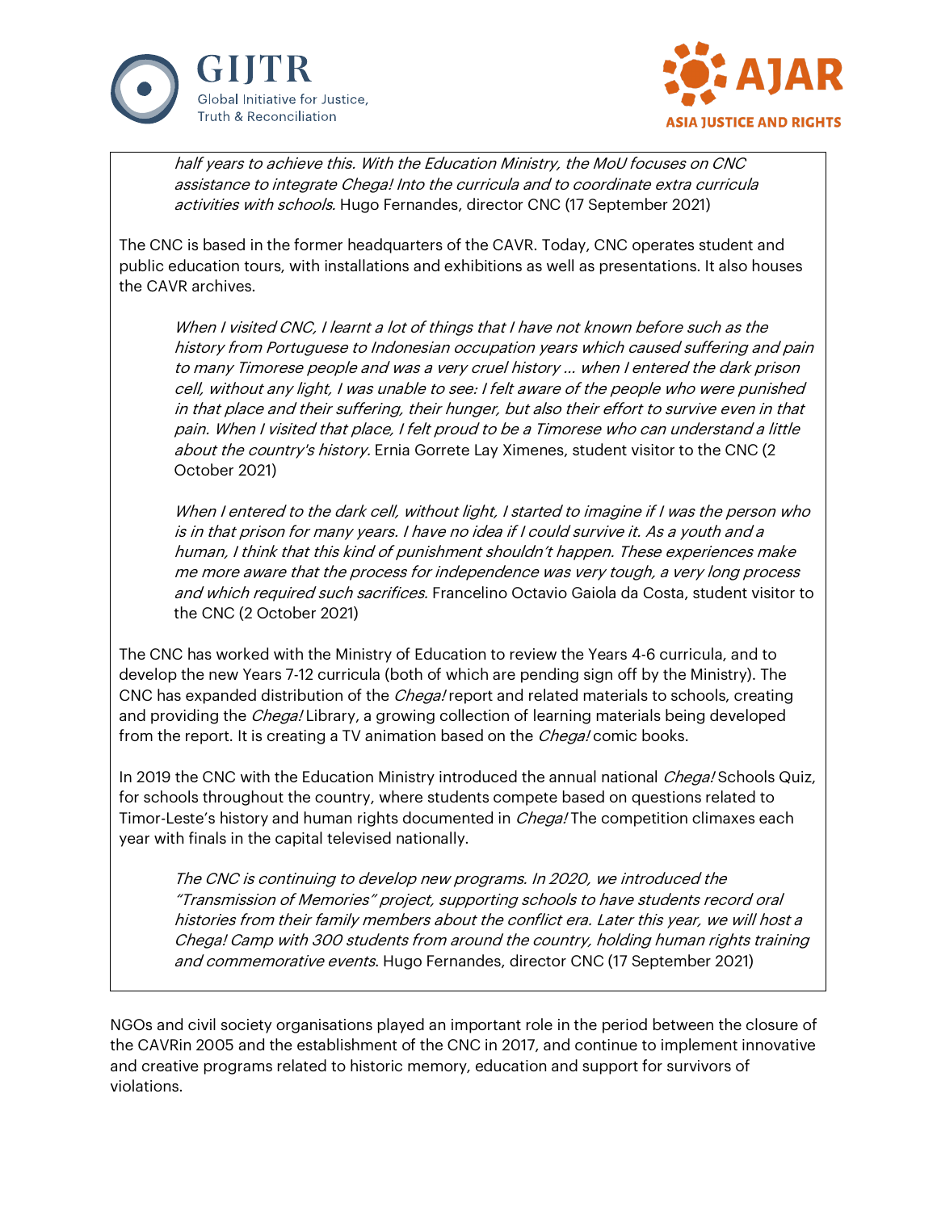*half years to achieve this. With the Education Ministry, the MoU focuses on CNC assistance to integrate Chega! Into the curricula and to coordinate extra curricula activities with schools.* Hugo Fernandes, director CNC (17 September 2021)

The CNC is based in the former headquarters of the CAVR. Today, CNC operates student and public education tours, with installations and exhibitions as well as presentations. It also houses the CAVR archives.

> *When I visited CNC, I learnt a lot of things that I have not known before such as the history from Portuguese to Indonesian occupation years which caused suffering and pain to many Timorese people and was a very cruel history … when I entered the dark prison cell, without any light, I was unable to see: I felt aware of the people who were punished in that place and their suffering, their hunger, but also their effort to survive even in that pain. When I visited that place, I felt proud to be a Timorese who can understand a little about the country's history.* Ernia Gorrete Lay Ximenes, student visitor to the CNC (2 October 2021)

> *When I entered to the dark cell, without light, I started to imagine if I was the person who is in that prison for many years. I have no idea if I could survive it. As a youth and a human, I think that this kind of punishment shouldn't happen. These experiences make me more aware that the process for independence was very tough, a very long process and which required such sacrifices.* Francelino Octavio Gaiola da Costa, student visitor to the CNC (2 October 2021)

The CNC has worked with the Ministry of Education to review the Years 4-6 curricula, and to develop the new Years 7-12 curricula (both of which are pending sign off by the Ministry). The CNC has expanded distribution of the *Chega!* report and related materials to schools, creating and providing the *Chega!* Library, a growing collection of learning materials being developed from the report. It is creating a TV animation based on the *Chega!* comic books.

In 2019 the CNC with the Education Ministry introduced the annual national *Chega!* Schools Quiz, for schools throughout the country, where students compete based on questions related to Timor-Leste's history and human rights documented in *Chega!* The competition climaxes each year with finals in the capital televised nationally.

> *The CNC is continuing to develop new programs. In 2020, we introduced the "Transmission of Memories" project, supporting schools to have students record oral histories from their family members about the conflict era. Later this year, we will host a Chega! Camp with 300 students from around the country, holding human rights training and commemorative events*. Hugo Fernandes, director CNC (17 September 2021)

NGOs and civil society organisations played an important role in the period between the closure of the CAVRin 2005 and the establishment of the CNC in 2017, and continue to implement innovative and creative programs related to historic memory, education and support for survivors of violations.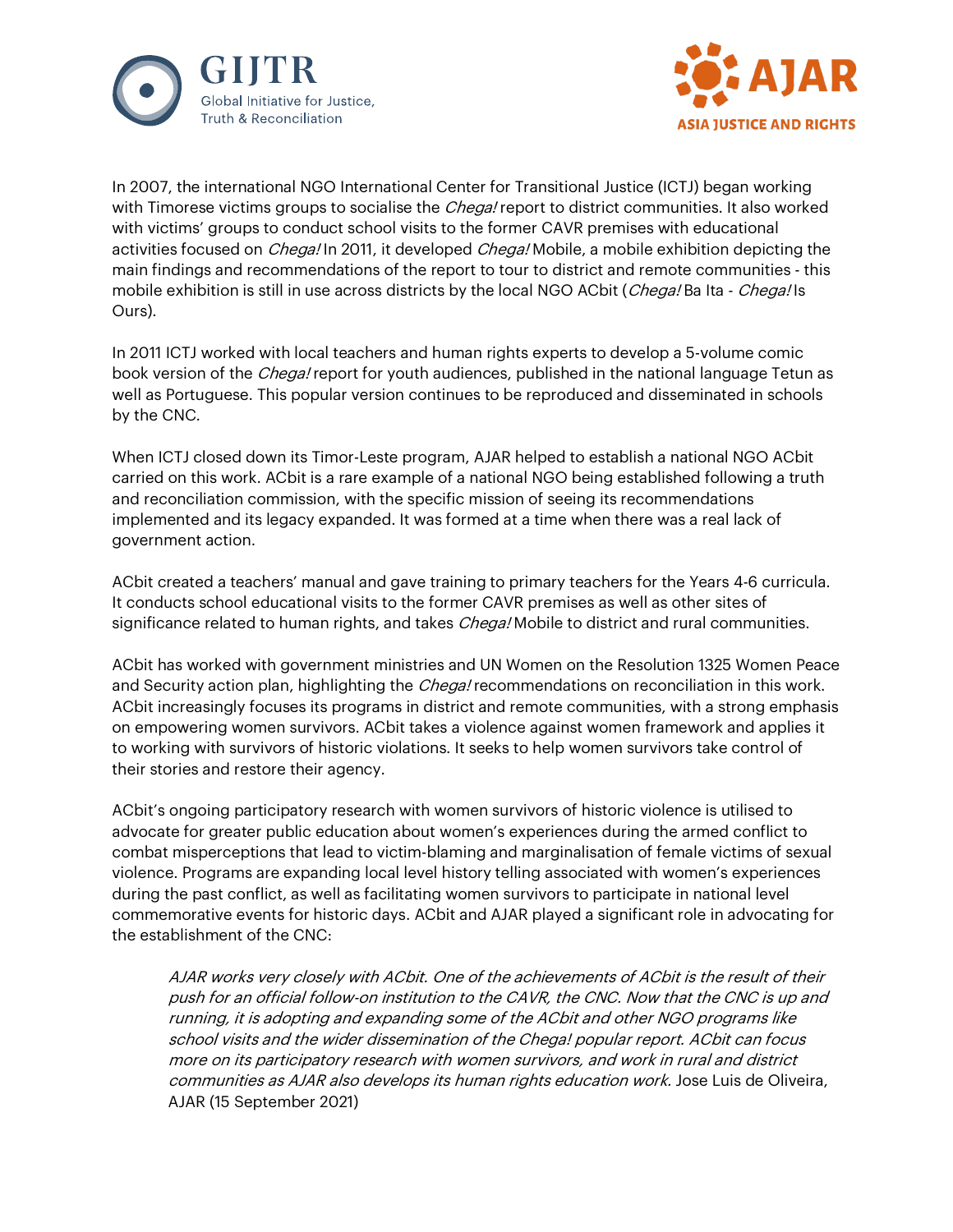In 2007, the international NGO International Center for Transitional Justice (ICTJ) began working with Timorese victims groups to socialise the *Chega!* report to district communities. It also worked with victims' groups to conduct school visits to the former CAVR premises with educational activities focused on *Chega!* In 2011, it developed *Chega!* Mobile, a mobile exhibition depicting the main findings and recommendations of the report to tour to district and remote communities - this mobile exhibition is still in use across districts by the local NGO ACbit (*Chega!* Ba Ita - *Chega!* Is Ours).

In 2011 ICTJ worked with local teachers and human rights experts to develop a 5-volume comic book version of the *Chega!* report for youth audiences, published in the national language Tetun as well as Portuguese. This popular version continues to be reproduced and disseminated in schools by the CNC.

When ICTJ closed down its Timor-Leste program, AJAR helped to establish a national NGO ACbit carried on this work. ACbit is a rare example of a national NGO being established following a truth and reconciliation commission, with the specific mission of seeing its recommendations implemented and its legacy expanded. It was formed at a time when there was a real lack of government action.

ACbit created a teachers' manual and gave training to primary teachers for the Years 4-6 curricula. It conducts school educational visits to the former CAVR premises as well as other sites of significance related to human rights, and takes *Chega!* Mobile to district and rural communities.

ACbit has worked with government ministries and UN Women on the Resolution 1325 Women Peace and Security action plan, highlighting the *Chega!* recommendations on reconciliation in this work. ACbit increasingly focuses its programs in district and remote communities, with a strong emphasis on empowering women survivors. ACbit takes a violence against women framework and applies it to working with survivors of historic violations. It seeks to help women survivors take control of their stories and restore their agency.

ACbit's ongoing participatory research with women survivors of historic violence is utilised to advocate for greater public education about women's experiences during the armed conflict to combat misperceptions that lead to victim-blaming and marginalisation of female victims of sexual violence. Programs are expanding local level history telling associated with women's experiences during the past conflict, as well as facilitating women survivors to participate in national level commemorative events for historic days. ACbit and AJAR played a significant role in advocating for the establishment of the CNC:

> *AJAR works very closely with ACbit. One of the achievements of ACbit is the result of their push for an official follow-on institution to the CAVR, the CNC. Now that the CNC is up and running, it is adopting and expanding some of the ACbit and other NGO programs like school visits and the wider dissemination of the Chega! popular report. ACbit can focus more on its participatory research with women survivors, and work in rural and district communities as AJAR also develops its human rights education work.* Jose Luis de Oliveira, AJAR (15 September 2021)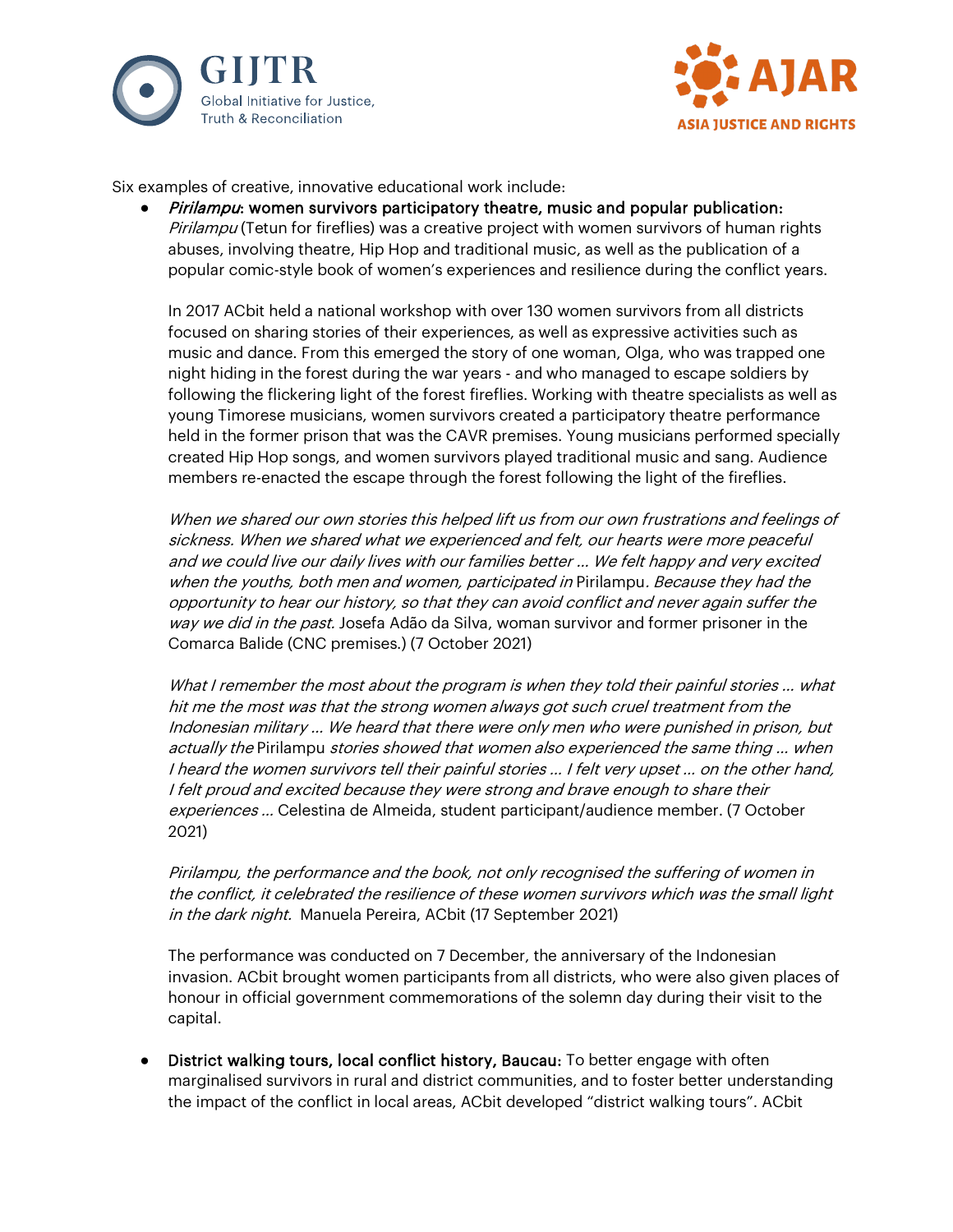Six examples of creative, innovative educational work include:

- ***Pirilampu*: women survivors participatory theatre, music and popular publication:** *Pirilampu* (Tetun for fireflies) was a creative project with women survivors of human rights abuses, involving theatre, Hip Hop and traditional music, as well as the publication of a popular comic-style book of women's experiences and resilience during the conflict years.

  In 2017 ACbit held a national workshop with over 130 women survivors from all districts focused on sharing stories of their experiences, as well as expressive activities such as music and dance. From this emerged the story of one woman, Olga, who was trapped one night hiding in the forest during the war years - and who managed to escape soldiers by following the flickering light of the forest fireflies. Working with theatre specialists as well as young Timorese musicians, women survivors created a participatory theatre performance held in the former prison that was the CAVR premises. Young musicians performed specially created Hip Hop songs, and women survivors played traditional music and sang. Audience members re-enacted the escape through the forest following the light of the fireflies.

  *When we shared our own stories this helped lift us from our own frustrations and feelings of sickness. When we shared what we experienced and felt, our hearts were more peaceful and we could live our daily lives with our families better … We felt happy and very excited when the youths, both men and women, participated in* Pirilampu*. Because they had the opportunity to hear our history, so that they can avoid conflict and never again suffer the way we did in the past.* Josefa Adão da Silva, woman survivor and former prisoner in the Comarca Balide (CNC premises.) (7 October 2021)

  *What I remember the most about the program is when they told their painful stories … what hit me the most was that the strong women always got such cruel treatment from the Indonesian military … We heard that there were only men who were punished in prison, but actually the* Pirilampu *stories showed that women also experienced the same thing … when I heard the women survivors tell their painful stories … I felt very upset … on the other hand, I felt proud and excited because they were strong and brave enough to share their experiences …* Celestina de Almeida, student participant/audience member. (7 October 2021)

  *Pirilampu, the performance and the book, not only recognised the suffering of women in the conflict, it celebrated the resilience of these women survivors which was the small light in the dark night.* Manuela Pereira, ACbit (17 September 2021)

  The performance was conducted on 7 December, the anniversary of the Indonesian invasion. ACbit brought women participants from all districts, who were also given places of honour in official government commemorations of the solemn day during their visit to the capital.

- **District walking tours, local conflict history, Baucau:** To better engage with often marginalised survivors in rural and district communities, and to foster better understanding the impact of the conflict in local areas, ACbit developed "district walking tours". ACbit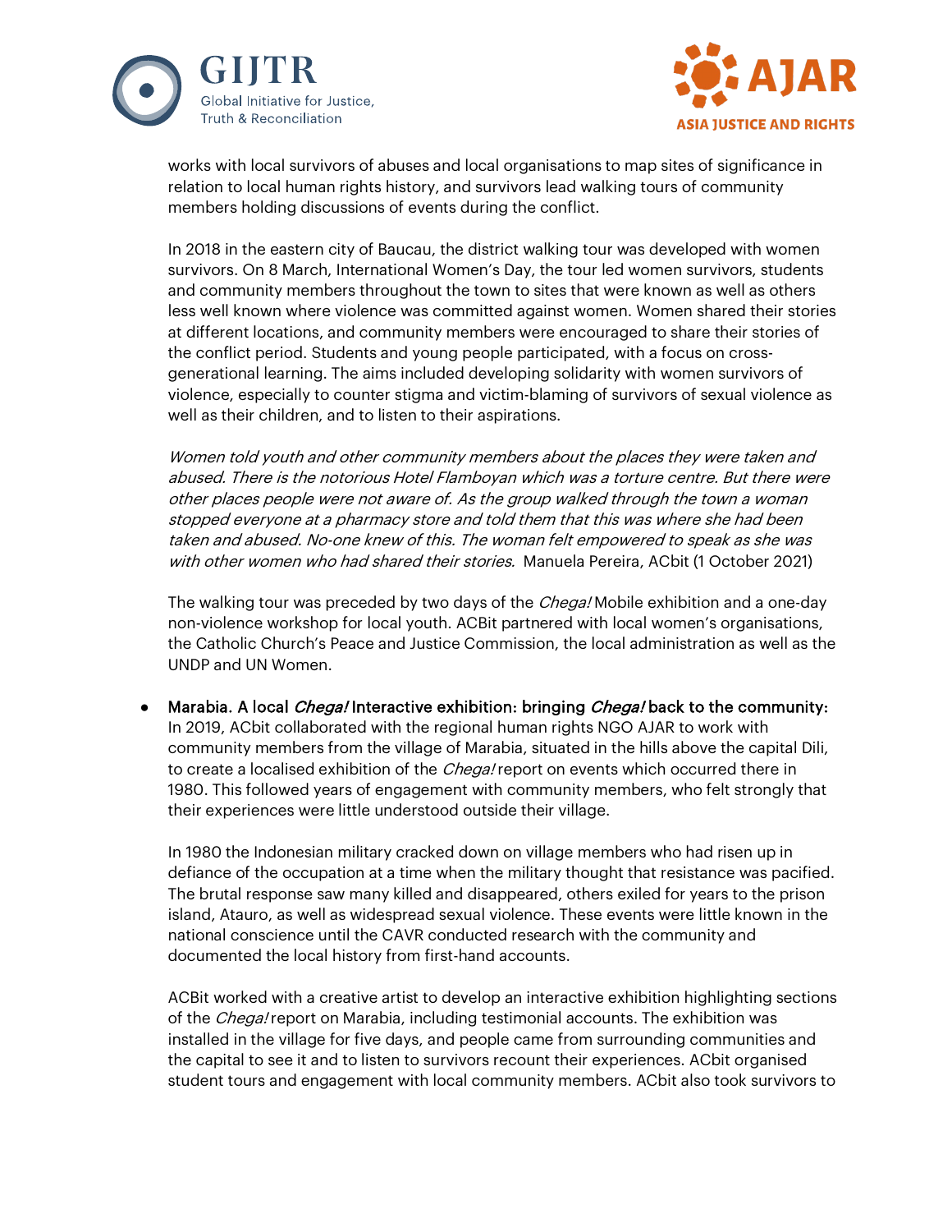works with local survivors of abuses and local organisations to map sites of significance in relation to local human rights history, and survivors lead walking tours of community members holding discussions of events during the conflict.

In 2018 in the eastern city of Baucau, the district walking tour was developed with women survivors. On 8 March, International Women's Day, the tour led women survivors, students and community members throughout the town to sites that were known as well as others less well known where violence was committed against women. Women shared their stories at different locations, and community members were encouraged to share their stories of the conflict period. Students and young people participated, with a focus on cross-generational learning. The aims included developing solidarity with women survivors of violence, especially to counter stigma and victim-blaming of survivors of sexual violence as well as their children, and to listen to their aspirations.

*Women told youth and other community members about the places they were taken and abused. There is the notorious Hotel Flamboyan which was a torture centre. But there were other places people were not aware of. As the group walked through the town a woman stopped everyone at a pharmacy store and told them that this was where she had been taken and abused. No-one knew of this. The woman felt empowered to speak as she was with other women who had shared their stories.* Manuela Pereira, ACbit (1 October 2021)

The walking tour was preceded by two days of the *Chega!* Mobile exhibition and a one-day non-violence workshop for local youth. ACBit partnered with local women's organisations, the Catholic Church's Peace and Justice Commission, the local administration as well as the UNDP and UN Women.

- Marabia. A local *Chega!* Interactive exhibition: bringing *Chega!* back to the community: In 2019, ACbit collaborated with the regional human rights NGO AJAR to work with community members from the village of Marabia, situated in the hills above the capital Dili, to create a localised exhibition of the *Chega!* report on events which occurred there in 1980. This followed years of engagement with community members, who felt strongly that their experiences were little understood outside their village.

  In 1980 the Indonesian military cracked down on village members who had risen up in defiance of the occupation at a time when the military thought that resistance was pacified. The brutal response saw many killed and disappeared, others exiled for years to the prison island, Atauro, as well as widespread sexual violence. These events were little known in the national conscience until the CAVR conducted research with the community and documented the local history from first-hand accounts.

  ACBit worked with a creative artist to develop an interactive exhibition highlighting sections of the *Chega!* report on Marabia, including testimonial accounts. The exhibition was installed in the village for five days, and people came from surrounding communities and the capital to see it and to listen to survivors recount their experiences. ACbit organised student tours and engagement with local community members. ACbit also took survivors to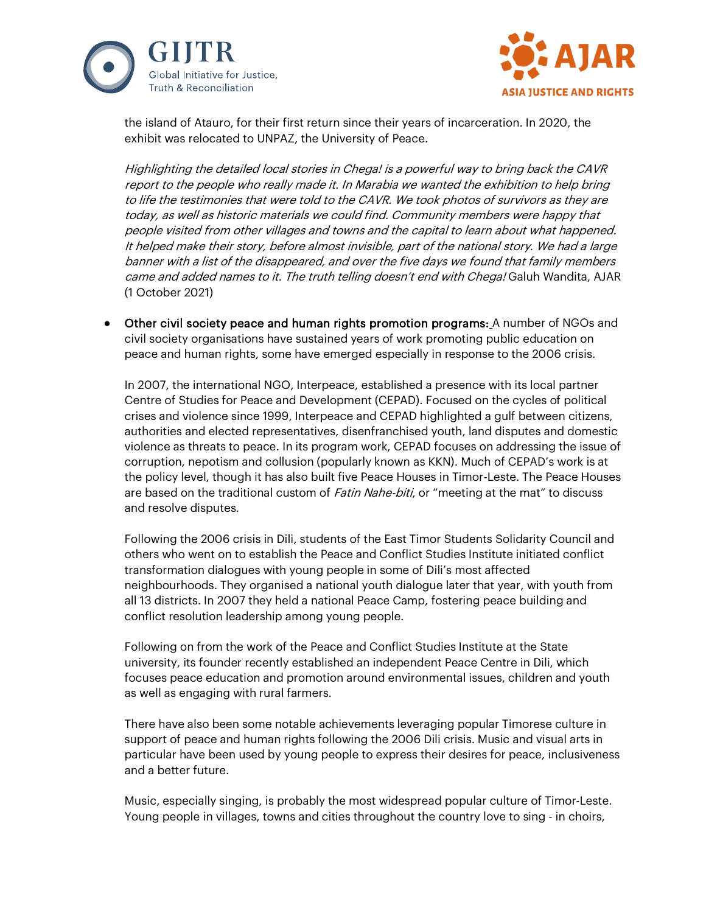the island of Atauro, for their first return since their years of incarceration. In 2020, the exhibit was relocated to UNPAZ, the University of Peace.

*Highlighting the detailed local stories in Chega! is a powerful way to bring back the CAVR report to the people who really made it. In Marabia we wanted the exhibition to help bring to life the testimonies that were told to the CAVR. We took photos of survivors as they are today, as well as historic materials we could find. Community members were happy that people visited from other villages and towns and the capital to learn about what happened. It helped make their story, before almost invisible, part of the national story. We had a large banner with a list of the disappeared, and over the five days we found that family members came and added names to it. The truth telling doesn't end with Chega!* Galuh Wandita, AJAR (1 October 2021)

- Other civil society peace and human rights promotion programs: A number of NGOs and civil society organisations have sustained years of work promoting public education on peace and human rights, some have emerged especially in response to the 2006 crisis.

  In 2007, the international NGO, Interpeace, established a presence with its local partner Centre of Studies for Peace and Development (CEPAD). Focused on the cycles of political crises and violence since 1999, Interpeace and CEPAD highlighted a gulf between citizens, authorities and elected representatives, disenfranchised youth, land disputes and domestic violence as threats to peace. In its program work, CEPAD focuses on addressing the issue of corruption, nepotism and collusion (popularly known as KKN). Much of CEPAD's work is at the policy level, though it has also built five Peace Houses in Timor-Leste. The Peace Houses are based on the traditional custom of *Fatin Nahe-biti*, or "meeting at the mat" to discuss and resolve disputes.

  Following the 2006 crisis in Dili, students of the East Timor Students Solidarity Council and others who went on to establish the Peace and Conflict Studies Institute initiated conflict transformation dialogues with young people in some of Dili's most affected neighbourhoods. They organised a national youth dialogue later that year, with youth from all 13 districts. In 2007 they held a national Peace Camp, fostering peace building and conflict resolution leadership among young people.

  Following on from the work of the Peace and Conflict Studies Institute at the State university, its founder recently established an independent Peace Centre in Dili, which focuses peace education and promotion around environmental issues, children and youth as well as engaging with rural farmers.

  There have also been some notable achievements leveraging popular Timorese culture in support of peace and human rights following the 2006 Dili crisis. Music and visual arts in particular have been used by young people to express their desires for peace, inclusiveness and a better future.

  Music, especially singing, is probably the most widespread popular culture of Timor-Leste. Young people in villages, towns and cities throughout the country love to sing - in choirs,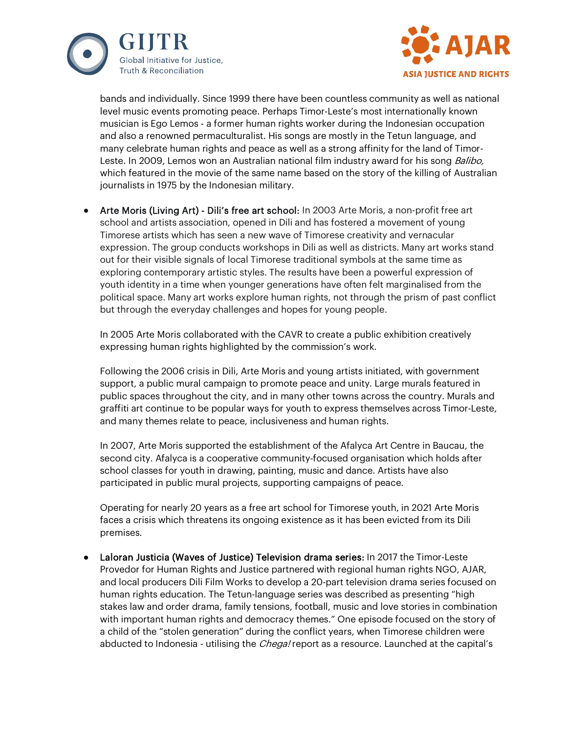bands and individually. Since 1999 there have been countless community as well as national level music events promoting peace. Perhaps Timor-Leste's most internationally known musician is Ego Lemos - a former human rights worker during the Indonesian occupation and also a renowned permaculturalist. His songs are mostly in the Tetun language, and many celebrate human rights and peace as well as a strong affinity for the land of Timor-Leste. In 2009, Lemos won an Australian national film industry award for his song *Balibo,* which featured in the movie of the same name based on the story of the killing of Australian journalists in 1975 by the Indonesian military.

- Arte Moris (Living Art) - Dili's free art school: In 2003 Arte Moris, a non-profit free art school and artists association, opened in Dili and has fostered a movement of young Timorese artists which has seen a new wave of Timorese creativity and vernacular expression. The group conducts workshops in Dili as well as districts. Many art works stand out for their visible signals of local Timorese traditional symbols at the same time as exploring contemporary artistic styles. The results have been a powerful expression of youth identity in a time when younger generations have often felt marginalised from the political space. Many art works explore human rights, not through the prism of past conflict but through the everyday challenges and hopes for young people.

  In 2005 Arte Moris collaborated with the CAVR to create a public exhibition creatively expressing human rights highlighted by the commission's work.

  Following the 2006 crisis in Dili, Arte Moris and young artists initiated, with government support, a public mural campaign to promote peace and unity. Large murals featured in public spaces throughout the city, and in many other towns across the country. Murals and graffiti art continue to be popular ways for youth to express themselves across Timor-Leste, and many themes relate to peace, inclusiveness and human rights.

  In 2007, Arte Moris supported the establishment of the Afalyca Art Centre in Baucau, the second city. Afalyca is a cooperative community-focused organisation which holds after school classes for youth in drawing, painting, music and dance. Artists have also participated in public mural projects, supporting campaigns of peace.

  Operating for nearly 20 years as a free art school for Timorese youth, in 2021 Arte Moris faces a crisis which threatens its ongoing existence as it has been evicted from its Dili premises.

- Laloran Justicia (Waves of Justice) Television drama series: In 2017 the Timor-Leste Provedor for Human Rights and Justice partnered with regional human rights NGO, AJAR, and local producers Dili Film Works to develop a 20-part television drama series focused on human rights education. The Tetun-language series was described as presenting "high stakes law and order drama, family tensions, football, music and love stories in combination with important human rights and democracy themes." One episode focused on the story of a child of the "stolen generation" during the conflict years, when Timorese children were abducted to Indonesia - utilising the *Chega!* report as a resource. Launched at the capital's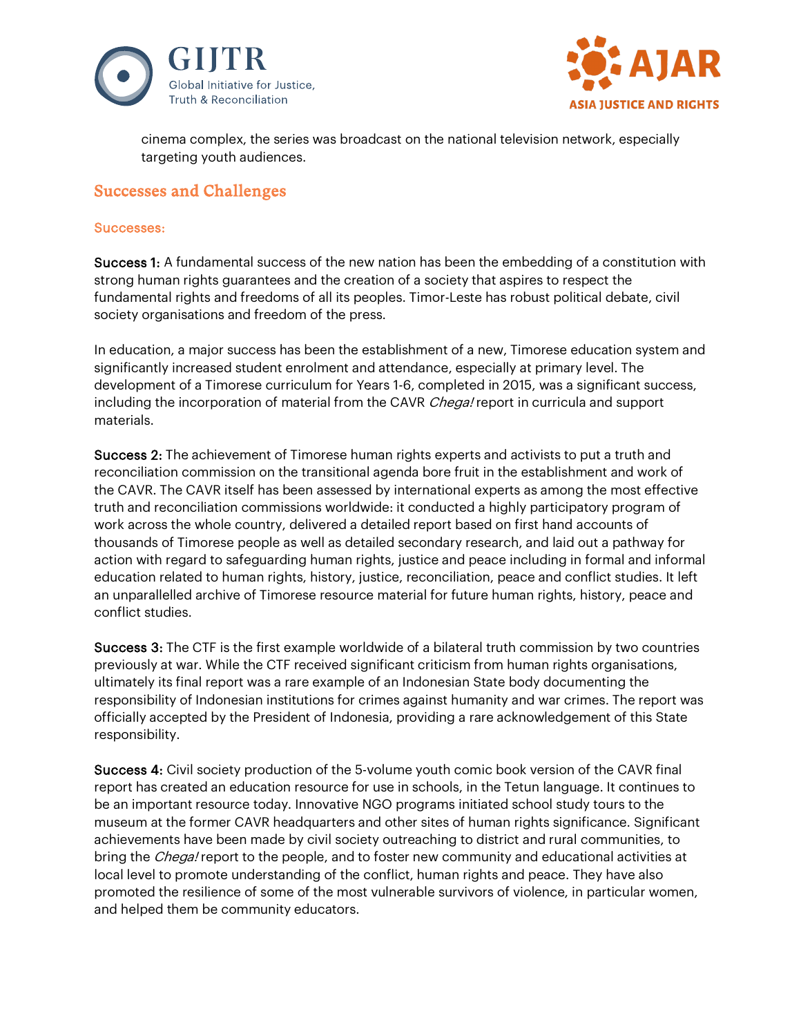cinema complex, the series was broadcast on the national television network, especially targeting youth audiences.

## Successes and Challenges

### Successes:

**Success 1:** A fundamental success of the new nation has been the embedding of a constitution with strong human rights guarantees and the creation of a society that aspires to respect the fundamental rights and freedoms of all its peoples. Timor-Leste has robust political debate, civil society organisations and freedom of the press.

In education, a major success has been the establishment of a new, Timorese education system and significantly increased student enrolment and attendance, especially at primary level. The development of a Timorese curriculum for Years 1-6, completed in 2015, was a significant success, including the incorporation of material from the CAVR *Chega!* report in curricula and support materials.

**Success 2:** The achievement of Timorese human rights experts and activists to put a truth and reconciliation commission on the transitional agenda bore fruit in the establishment and work of the CAVR. The CAVR itself has been assessed by international experts as among the most effective truth and reconciliation commissions worldwide: it conducted a highly participatory program of work across the whole country, delivered a detailed report based on first hand accounts of thousands of Timorese people as well as detailed secondary research, and laid out a pathway for action with regard to safeguarding human rights, justice and peace including in formal and informal education related to human rights, history, justice, reconciliation, peace and conflict studies. It left an unparallelled archive of Timorese resource material for future human rights, history, peace and conflict studies.

**Success 3:** The CTF is the first example worldwide of a bilateral truth commission by two countries previously at war. While the CTF received significant criticism from human rights organisations, ultimately its final report was a rare example of an Indonesian State body documenting the responsibility of Indonesian institutions for crimes against humanity and war crimes. The report was officially accepted by the President of Indonesia, providing a rare acknowledgement of this State responsibility.

**Success 4:** Civil society production of the 5-volume youth comic book version of the CAVR final report has created an education resource for use in schools, in the Tetun language. It continues to be an important resource today. Innovative NGO programs initiated school study tours to the museum at the former CAVR headquarters and other sites of human rights significance. Significant achievements have been made by civil society outreaching to district and rural communities, to bring the *Chega!* report to the people, and to foster new community and educational activities at local level to promote understanding of the conflict, human rights and peace. They have also promoted the resilience of some of the most vulnerable survivors of violence, in particular women, and helped them be community educators.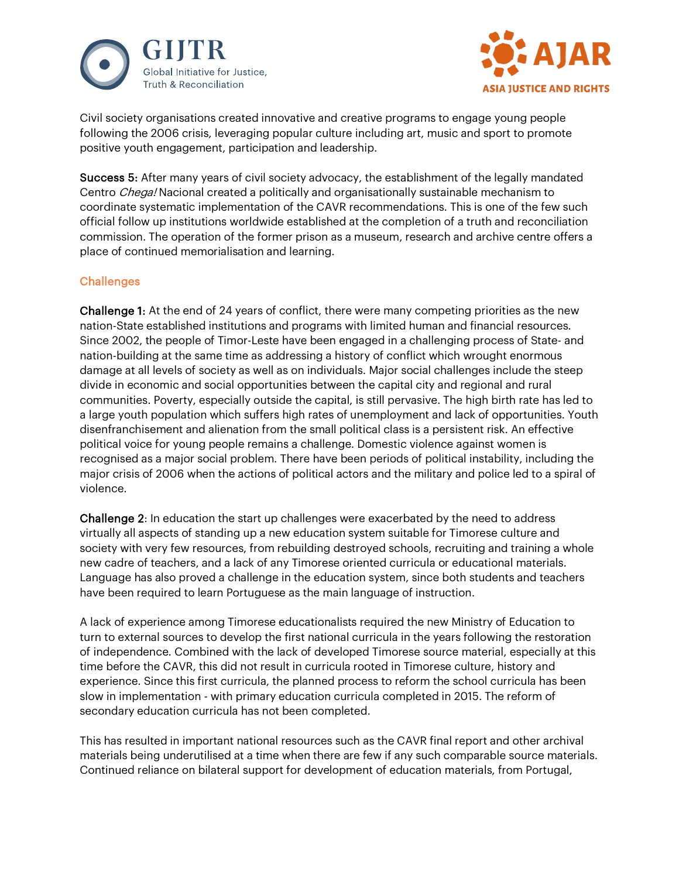Civil society organisations created innovative and creative programs to engage young people following the 2006 crisis, leveraging popular culture including art, music and sport to promote positive youth engagement, participation and leadership.

**Success 5:** After many years of civil society advocacy, the establishment of the legally mandated Centro *Chega!* Nacional created a politically and organisationally sustainable mechanism to coordinate systematic implementation of the CAVR recommendations. This is one of the few such official follow up institutions worldwide established at the completion of a truth and reconciliation commission. The operation of the former prison as a museum, research and archive centre offers a place of continued memorialisation and learning.

## Challenges

**Challenge 1:** At the end of 24 years of conflict, there were many competing priorities as the new nation-State established institutions and programs with limited human and financial resources. Since 2002, the people of Timor-Leste have been engaged in a challenging process of State- and nation-building at the same time as addressing a history of conflict which wrought enormous damage at all levels of society as well as on individuals. Major social challenges include the steep divide in economic and social opportunities between the capital city and regional and rural communities. Poverty, especially outside the capital, is still pervasive. The high birth rate has led to a large youth population which suffers high rates of unemployment and lack of opportunities. Youth disenfranchisement and alienation from the small political class is a persistent risk. An effective political voice for young people remains a challenge. Domestic violence against women is recognised as a major social problem. There have been periods of political instability, including the major crisis of 2006 when the actions of political actors and the military and police led to a spiral of violence.

**Challenge 2**: In education the start up challenges were exacerbated by the need to address virtually all aspects of standing up a new education system suitable for Timorese culture and society with very few resources, from rebuilding destroyed schools, recruiting and training a whole new cadre of teachers, and a lack of any Timorese oriented curricula or educational materials. Language has also proved a challenge in the education system, since both students and teachers have been required to learn Portuguese as the main language of instruction.

A lack of experience among Timorese educationalists required the new Ministry of Education to turn to external sources to develop the first national curricula in the years following the restoration of independence. Combined with the lack of developed Timorese source material, especially at this time before the CAVR, this did not result in curricula rooted in Timorese culture, history and experience. Since this first curricula, the planned process to reform the school curricula has been slow in implementation - with primary education curricula completed in 2015. The reform of secondary education curricula has not been completed.

This has resulted in important national resources such as the CAVR final report and other archival materials being underutilised at a time when there are few if any such comparable source materials. Continued reliance on bilateral support for development of education materials, from Portugal,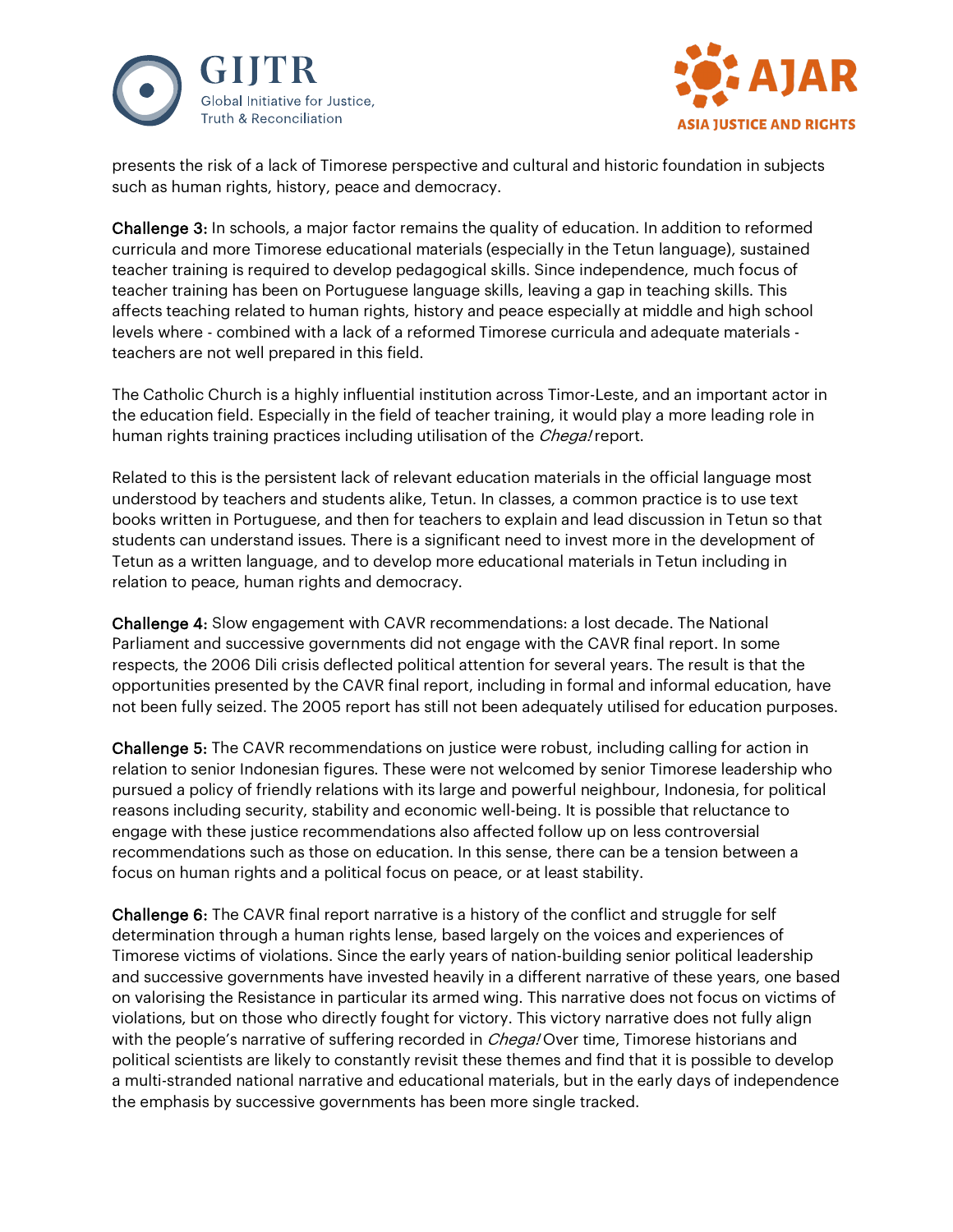presents the risk of a lack of Timorese perspective and cultural and historic foundation in subjects such as human rights, history, peace and democracy.

**Challenge 3:** In schools, a major factor remains the quality of education. In addition to reformed curricula and more Timorese educational materials (especially in the Tetun language), sustained teacher training is required to develop pedagogical skills. Since independence, much focus of teacher training has been on Portuguese language skills, leaving a gap in teaching skills. This affects teaching related to human rights, history and peace especially at middle and high school levels where - combined with a lack of a reformed Timorese curricula and adequate materials - teachers are not well prepared in this field.

The Catholic Church is a highly influential institution across Timor-Leste, and an important actor in the education field. Especially in the field of teacher training, it would play a more leading role in human rights training practices including utilisation of the *Chega!* report.

Related to this is the persistent lack of relevant education materials in the official language most understood by teachers and students alike, Tetun. In classes, a common practice is to use text books written in Portuguese, and then for teachers to explain and lead discussion in Tetun so that students can understand issues. There is a significant need to invest more in the development of Tetun as a written language, and to develop more educational materials in Tetun including in relation to peace, human rights and democracy.

**Challenge 4:** Slow engagement with CAVR recommendations: a lost decade. The National Parliament and successive governments did not engage with the CAVR final report. In some respects, the 2006 Dili crisis deflected political attention for several years. The result is that the opportunities presented by the CAVR final report, including in formal and informal education, have not been fully seized. The 2005 report has still not been adequately utilised for education purposes.

**Challenge 5:** The CAVR recommendations on justice were robust, including calling for action in relation to senior Indonesian figures. These were not welcomed by senior Timorese leadership who pursued a policy of friendly relations with its large and powerful neighbour, Indonesia, for political reasons including security, stability and economic well-being. It is possible that reluctance to engage with these justice recommendations also affected follow up on less controversial recommendations such as those on education. In this sense, there can be a tension between a focus on human rights and a political focus on peace, or at least stability.

**Challenge 6:** The CAVR final report narrative is a history of the conflict and struggle for self determination through a human rights lense, based largely on the voices and experiences of Timorese victims of violations. Since the early years of nation-building senior political leadership and successive governments have invested heavily in a different narrative of these years, one based on valorising the Resistance in particular its armed wing. This narrative does not focus on victims of violations, but on those who directly fought for victory. This victory narrative does not fully align with the people's narrative of suffering recorded in *Chega!* Over time, Timorese historians and political scientists are likely to constantly revisit these themes and find that it is possible to develop a multi-stranded national narrative and educational materials, but in the early days of independence the emphasis by successive governments has been more single tracked.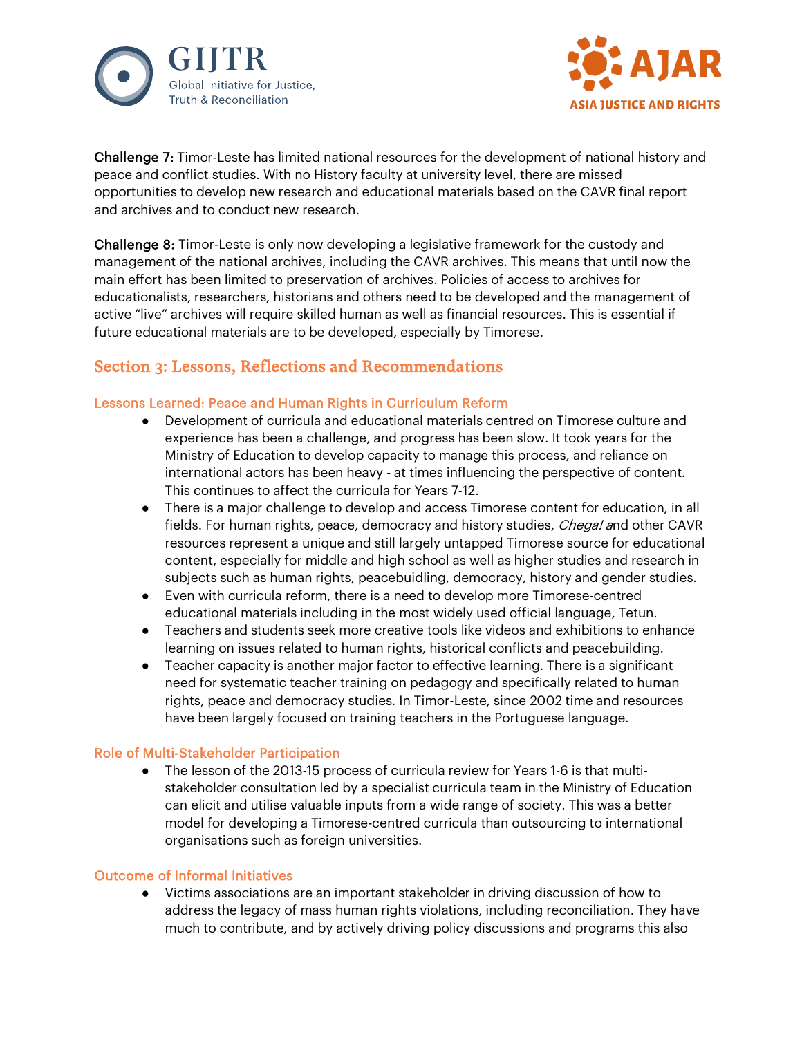**Challenge 7:** Timor-Leste has limited national resources for the development of national history and peace and conflict studies. With no History faculty at university level, there are missed opportunities to develop new research and educational materials based on the CAVR final report and archives and to conduct new research.

**Challenge 8:** Timor-Leste is only now developing a legislative framework for the custody and management of the national archives, including the CAVR archives. This means that until now the main effort has been limited to preservation of archives. Policies of access to archives for educationalists, researchers, historians and others need to be developed and the management of active "live" archives will require skilled human as well as financial resources. This is essential if future educational materials are to be developed, especially by Timorese.

## Section 3: Lessons, Reflections and Recommendations

### Lessons Learned: Peace and Human Rights in Curriculum Reform

- Development of curricula and educational materials centred on Timorese culture and experience has been a challenge, and progress has been slow. It took years for the Ministry of Education to develop capacity to manage this process, and reliance on international actors has been heavy - at times influencing the perspective of content. This continues to affect the curricula for Years 7-12.
- There is a major challenge to develop and access Timorese content for education, in all fields. For human rights, peace, democracy and history studies, *Chega!* and other CAVR resources represent a unique and still largely untapped Timorese source for educational content, especially for middle and high school as well as higher studies and research in subjects such as human rights, peacebuidling, democracy, history and gender studies.
- Even with curricula reform, there is a need to develop more Timorese-centred educational materials including in the most widely used official language, Tetun.
- Teachers and students seek more creative tools like videos and exhibitions to enhance learning on issues related to human rights, historical conflicts and peacebuilding.
- Teacher capacity is another major factor to effective learning. There is a significant need for systematic teacher training on pedagogy and specifically related to human rights, peace and democracy studies. In Timor-Leste, since 2002 time and resources have been largely focused on training teachers in the Portuguese language.

### Role of Multi-Stakeholder Participation

- The lesson of the 2013-15 process of curricula review for Years 1-6 is that multi-stakeholder consultation led by a specialist curricula team in the Ministry of Education can elicit and utilise valuable inputs from a wide range of society. This was a better model for developing a Timorese-centred curricula than outsourcing to international organisations such as foreign universities.

### Outcome of Informal Initiatives

- Victims associations are an important stakeholder in driving discussion of how to address the legacy of mass human rights violations, including reconciliation. They have much to contribute, and by actively driving policy discussions and programs this also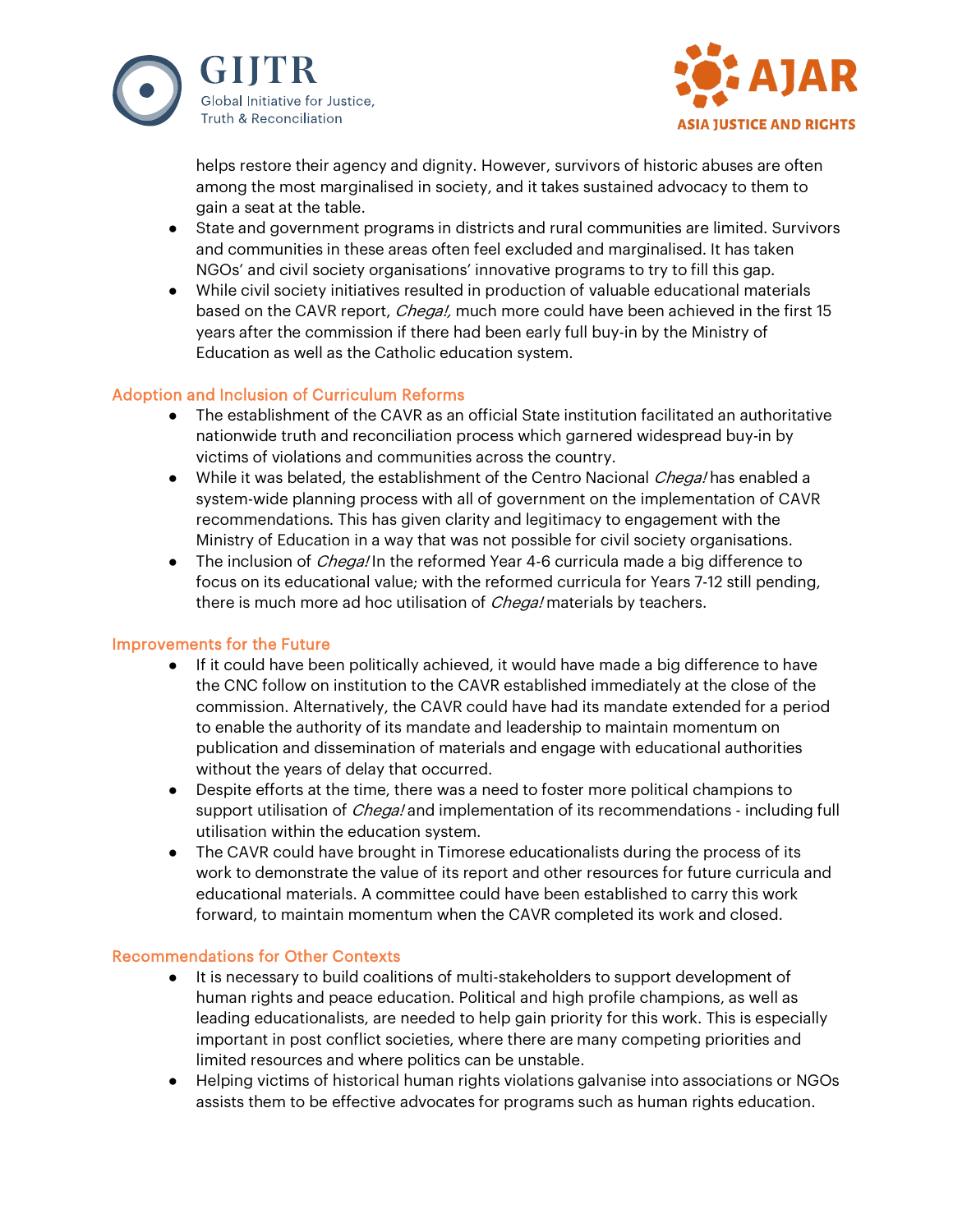helps restore their agency and dignity. However, survivors of historic abuses are often among the most marginalised in society, and it takes sustained advocacy to them to gain a seat at the table.

- State and government programs in districts and rural communities are limited. Survivors and communities in these areas often feel excluded and marginalised. It has taken NGOs' and civil society organisations' innovative programs to try to fill this gap.
- While civil society initiatives resulted in production of valuable educational materials based on the CAVR report, *Chega!,* much more could have been achieved in the first 15 years after the commission if there had been early full buy-in by the Ministry of Education as well as the Catholic education system.

### Adoption and Inclusion of Curriculum Reforms

- The establishment of the CAVR as an official State institution facilitated an authoritative nationwide truth and reconciliation process which garnered widespread buy-in by victims of violations and communities across the country.
- While it was belated, the establishment of the Centro Nacional *Chega!* has enabled a system-wide planning process with all of government on the implementation of CAVR recommendations. This has given clarity and legitimacy to engagement with the Ministry of Education in a way that was not possible for civil society organisations.
- The inclusion of *Chega!* In the reformed Year 4-6 curricula made a big difference to focus on its educational value; with the reformed curricula for Years 7-12 still pending, there is much more ad hoc utilisation of *Chega!* materials by teachers.

### Improvements for the Future

- If it could have been politically achieved, it would have made a big difference to have the CNC follow on institution to the CAVR established immediately at the close of the commission. Alternatively, the CAVR could have had its mandate extended for a period to enable the authority of its mandate and leadership to maintain momentum on publication and dissemination of materials and engage with educational authorities without the years of delay that occurred.
- Despite efforts at the time, there was a need to foster more political champions to support utilisation of *Chega!* and implementation of its recommendations - including full utilisation within the education system.
- The CAVR could have brought in Timorese educationalists during the process of its work to demonstrate the value of its report and other resources for future curricula and educational materials. A committee could have been established to carry this work forward, to maintain momentum when the CAVR completed its work and closed.

### Recommendations for Other Contexts

- It is necessary to build coalitions of multi-stakeholders to support development of human rights and peace education. Political and high profile champions, as well as leading educationalists, are needed to help gain priority for this work. This is especially important in post conflict societies, where there are many competing priorities and limited resources and where politics can be unstable.
- Helping victims of historical human rights violations galvanise into associations or NGOs assists them to be effective advocates for programs such as human rights education.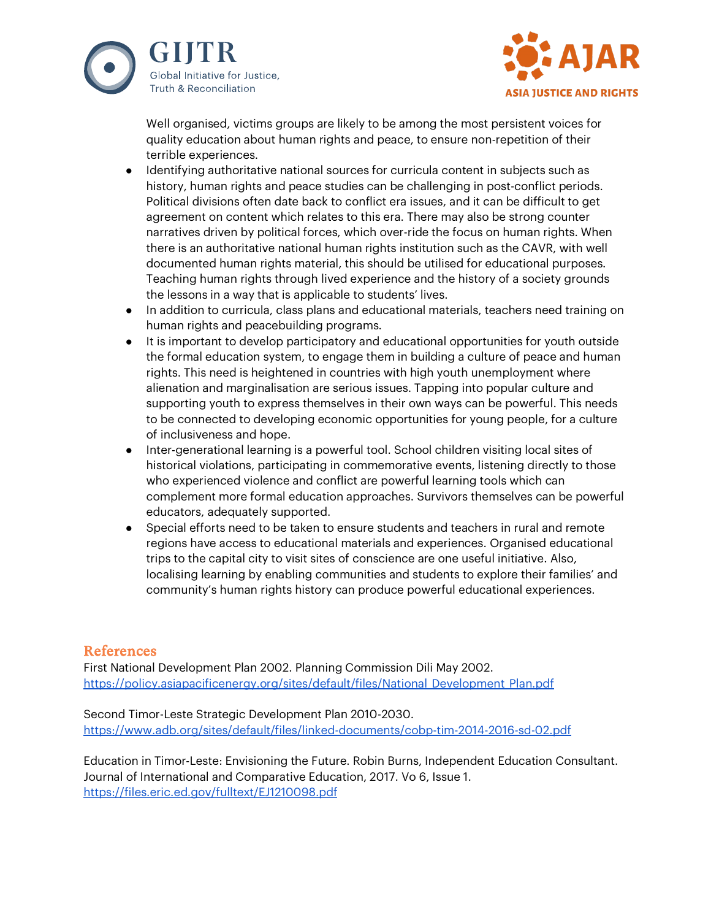Well organised, victims groups are likely to be among the most persistent voices for quality education about human rights and peace, to ensure non-repetition of their terrible experiences.

- Identifying authoritative national sources for curricula content in subjects such as history, human rights and peace studies can be challenging in post-conflict periods. Political divisions often date back to conflict era issues, and it can be difficult to get agreement on content which relates to this era. There may also be strong counter narratives driven by political forces, which over-ride the focus on human rights. When there is an authoritative national human rights institution such as the CAVR, with well documented human rights material, this should be utilised for educational purposes. Teaching human rights through lived experience and the history of a society grounds the lessons in a way that is applicable to students' lives.
- In addition to curricula, class plans and educational materials, teachers need training on human rights and peacebuilding programs.
- It is important to develop participatory and educational opportunities for youth outside the formal education system, to engage them in building a culture of peace and human rights. This need is heightened in countries with high youth unemployment where alienation and marginalisation are serious issues. Tapping into popular culture and supporting youth to express themselves in their own ways can be powerful. This needs to be connected to developing economic opportunities for young people, for a culture of inclusiveness and hope.
- Inter-generational learning is a powerful tool. School children visiting local sites of historical violations, participating in commemorative events, listening directly to those who experienced violence and conflict are powerful learning tools which can complement more formal education approaches. Survivors themselves can be powerful educators, adequately supported.
- Special efforts need to be taken to ensure students and teachers in rural and remote regions have access to educational materials and experiences. Organised educational trips to the capital city to visit sites of conscience are one useful initiative. Also, localising learning by enabling communities and students to explore their families' and community's human rights history can produce powerful educational experiences.

## References

First National Development Plan 2002. Planning Commission Dili May 2002.
https://policy.asiapacificenergy.org/sites/default/files/National_Development_Plan.pdf

Second Timor-Leste Strategic Development Plan 2010-2030.
https://www.adb.org/sites/default/files/linked-documents/cobp-tim-2014-2016-sd-02.pdf

Education in Timor-Leste: Envisioning the Future. Robin Burns, Independent Education Consultant. Journal of International and Comparative Education, 2017. Vo 6, Issue 1.
https://files.eric.ed.gov/fulltext/EJ1210098.pdf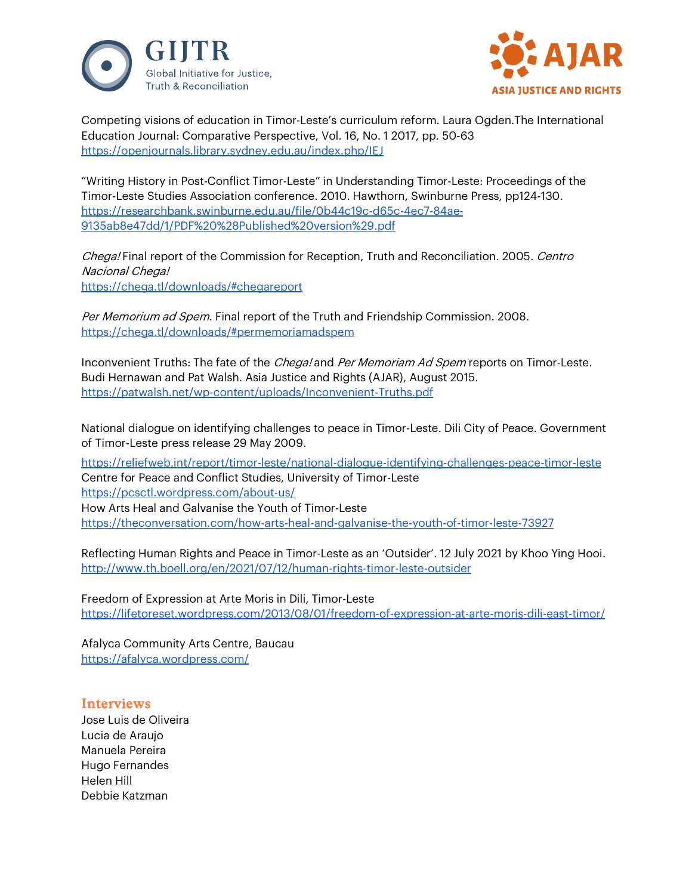Competing visions of education in Timor-Leste's curriculum reform. Laura Ogden.The International Education Journal: Comparative Perspective, Vol. 16, No. 1 2017, pp. 50-63
https://openjournals.library.sydney.edu.au/index.php/IEJ

"Writing History in Post-Conflict Timor-Leste" in Understanding Timor-Leste: Proceedings of the Timor-Leste Studies Association conference. 2010. Hawthorn, Swinburne Press, pp124-130.
https://researchbank.swinburne.edu.au/file/0b44c19c-d65c-4ec7-84ae-9135ab8e47dd/1/PDF%20%28Published%20version%29.pdf

*Chega!* Final report of the Commission for Reception, Truth and Reconciliation. 2005. *Centro Nacional Chega!*
https://chega.tl/downloads/#chegareport

*Per Memorium ad Spem*. Final report of the Truth and Friendship Commission. 2008.
https://chega.tl/downloads/#permemoriamadspem

Inconvenient Truths: The fate of the *Chega!* and *Per Memoriam Ad Spem* reports on Timor-Leste. Budi Hernawan and Pat Walsh. Asia Justice and Rights (AJAR), August 2015.
https://patwalsh.net/wp-content/uploads/Inconvenient-Truths.pdf

National dialogue on identifying challenges to peace in Timor-Leste. Dili City of Peace. Government of Timor-Leste press release 29 May 2009.
https://reliefweb.int/report/timor-leste/national-dialogue-identifying-challenges-peace-timor-leste
Centre for Peace and Conflict Studies, University of Timor-Leste
https://pcsctl.wordpress.com/about-us/
How Arts Heal and Galvanise the Youth of Timor-Leste
https://theconversation.com/how-arts-heal-and-galvanise-the-youth-of-timor-leste-73927

Reflecting Human Rights and Peace in Timor-Leste as an 'Outsider'. 12 July 2021 by Khoo Ying Hooi.
http://www.th.boell.org/en/2021/07/12/human-rights-timor-leste-outsider

Freedom of Expression at Arte Moris in Dili, Timor-Leste
https://lifetoreset.wordpress.com/2013/08/01/freedom-of-expression-at-arte-moris-dili-east-timor/

Afalyca Community Arts Centre, Baucau
https://afalyca.wordpress.com/

## Interviews

Jose Luis de Oliveira
Lucia de Araujo
Manuela Pereira
Hugo Fernandes
Helen Hill
Debbie Katzman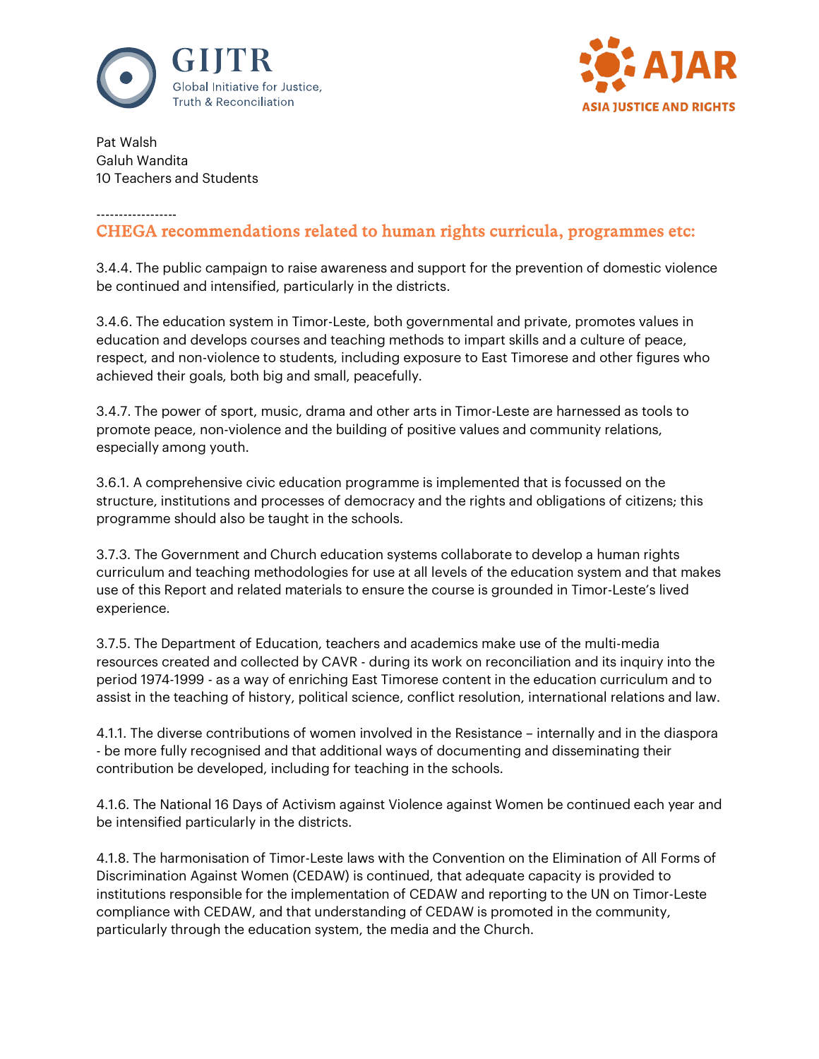Pat Walsh
Galuh Wandita
10 Teachers and Students

------------------

## CHEGA recommendations related to human rights curricula, programmes etc:

3.4.4. The public campaign to raise awareness and support for the prevention of domestic violence be continued and intensified, particularly in the districts.

3.4.6. The education system in Timor-Leste, both governmental and private, promotes values in education and develops courses and teaching methods to impart skills and a culture of peace, respect, and non-violence to students, including exposure to East Timorese and other figures who achieved their goals, both big and small, peacefully.

3.4.7. The power of sport, music, drama and other arts in Timor-Leste are harnessed as tools to promote peace, non-violence and the building of positive values and community relations, especially among youth.

3.6.1. A comprehensive civic education programme is implemented that is focussed on the structure, institutions and processes of democracy and the rights and obligations of citizens; this programme should also be taught in the schools.

3.7.3. The Government and Church education systems collaborate to develop a human rights curriculum and teaching methodologies for use at all levels of the education system and that makes use of this Report and related materials to ensure the course is grounded in Timor-Leste's lived experience.

3.7.5. The Department of Education, teachers and academics make use of the multi-media resources created and collected by CAVR - during its work on reconciliation and its inquiry into the period 1974-1999 - as a way of enriching East Timorese content in the education curriculum and to assist in the teaching of history, political science, conflict resolution, international relations and law.

4.1.1. The diverse contributions of women involved in the Resistance – internally and in the diaspora - be more fully recognised and that additional ways of documenting and disseminating their contribution be developed, including for teaching in the schools.

4.1.6. The National 16 Days of Activism against Violence against Women be continued each year and be intensified particularly in the districts.

4.1.8. The harmonisation of Timor-Leste laws with the Convention on the Elimination of All Forms of Discrimination Against Women (CEDAW) is continued, that adequate capacity is provided to institutions responsible for the implementation of CEDAW and reporting to the UN on Timor-Leste compliance with CEDAW, and that understanding of CEDAW is promoted in the community, particularly through the education system, the media and the Church.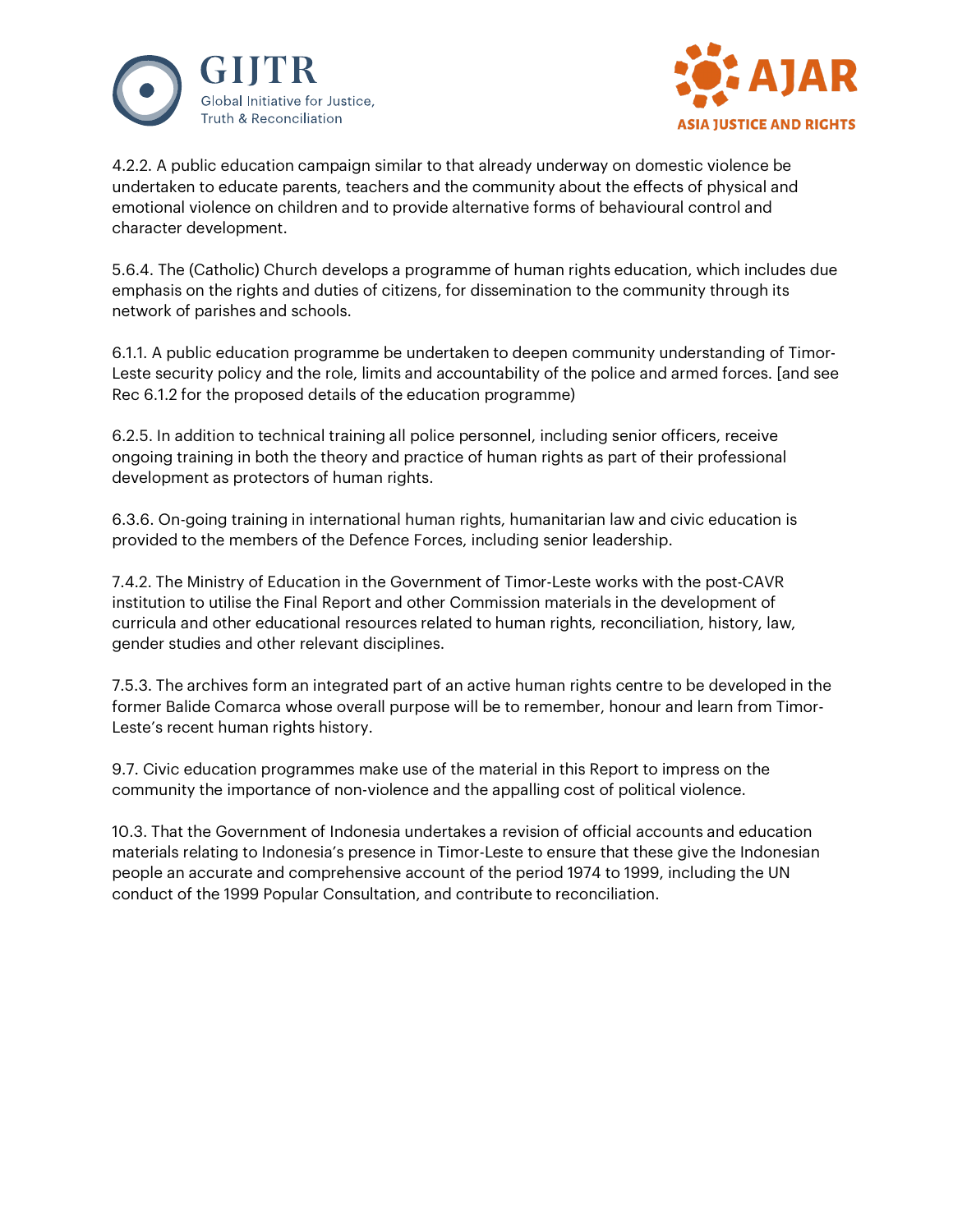4.2.2. A public education campaign similar to that already underway on domestic violence be undertaken to educate parents, teachers and the community about the effects of physical and emotional violence on children and to provide alternative forms of behavioural control and character development.

5.6.4. The (Catholic) Church develops a programme of human rights education, which includes due emphasis on the rights and duties of citizens, for dissemination to the community through its network of parishes and schools.

6.1.1. A public education programme be undertaken to deepen community understanding of Timor-Leste security policy and the role, limits and accountability of the police and armed forces. [and see Rec 6.1.2 for the proposed details of the education programme)

6.2.5. In addition to technical training all police personnel, including senior officers, receive ongoing training in both the theory and practice of human rights as part of their professional development as protectors of human rights.

6.3.6. On-going training in international human rights, humanitarian law and civic education is provided to the members of the Defence Forces, including senior leadership.

7.4.2. The Ministry of Education in the Government of Timor-Leste works with the post-CAVR institution to utilise the Final Report and other Commission materials in the development of curricula and other educational resources related to human rights, reconciliation, history, law, gender studies and other relevant disciplines.

7.5.3. The archives form an integrated part of an active human rights centre to be developed in the former Balide Comarca whose overall purpose will be to remember, honour and learn from Timor-Leste's recent human rights history.

9.7. Civic education programmes make use of the material in this Report to impress on the community the importance of non-violence and the appalling cost of political violence.

10.3. That the Government of Indonesia undertakes a revision of official accounts and education materials relating to Indonesia's presence in Timor-Leste to ensure that these give the Indonesian people an accurate and comprehensive account of the period 1974 to 1999, including the UN conduct of the 1999 Popular Consultation, and contribute to reconciliation.